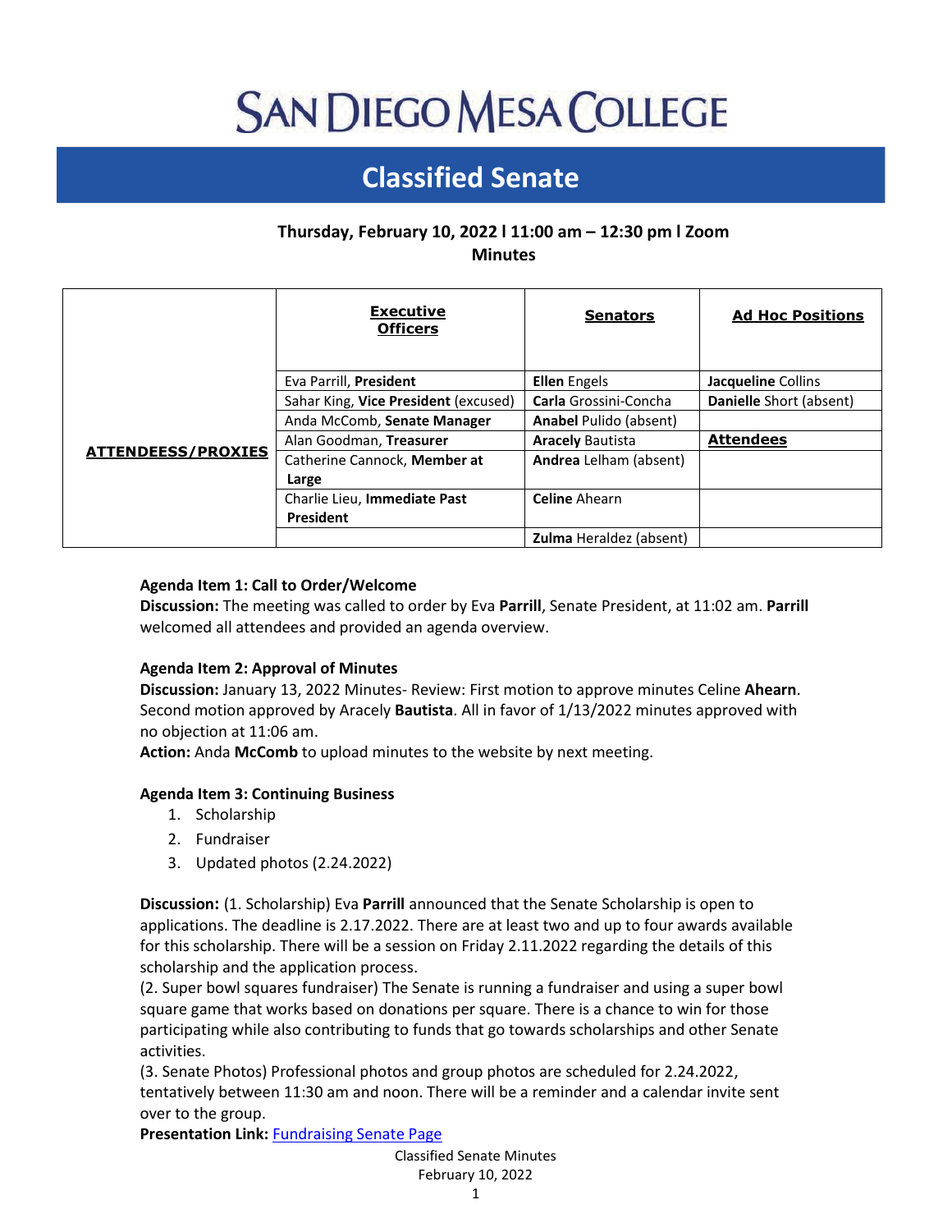# SAN DIEGO MESA COLLEGE

## Classified Senate

**Thursday, February 10, 2022 l 11:00 am – 12:30 pm l Zoom**
**Minutes**

| ATTENDEESS/PROXIES | Executive Officers | Senators | Ad Hoc Positions |
|---|---|---|---|
| | Eva Parrill, **President** | **Ellen** Engels | **Jacqueline** Collins |
| | Sahar King, **Vice President** (excused) | **Carla** Grossini-Concha | **Danielle** Short (absent) |
| | Anda McComb, **Senate Manager** | **Anabel** Pulido (absent) | |
| | Alan Goodman, **Treasurer** | **Aracely** Bautista | **Attendees** |
| | Catherine Cannock, **Member at Large** | **Andrea** Lelham (absent) | |
| | Charlie Lieu, **Immediate Past President** | **Celine** Ahearn | |
| | | **Zulma** Heraldez (absent) | |

**Agenda Item 1: Call to Order/Welcome**
**Discussion:** The meeting was called to order by Eva **Parrill**, Senate President, at 11:02 am. **Parrill** welcomed all attendees and provided an agenda overview.

**Agenda Item 2: Approval of Minutes**
**Discussion:** January 13, 2022 Minutes- Review: First motion to approve minutes Celine **Ahearn**. Second motion approved by Aracely **Bautista**. All in favor of 1/13/2022 minutes approved with no objection at 11:06 am.
**Action:** Anda **McComb** to upload minutes to the website by next meeting.

**Agenda Item 3: Continuing Business**

1. Scholarship
2. Fundraiser
3. Updated photos (2.24.2022)

**Discussion:** (1. Scholarship) Eva **Parrill** announced that the Senate Scholarship is open to applications. The deadline is 2.17.2022. There are at least two and up to four awards available for this scholarship. There will be a session on Friday 2.11.2022 regarding the details of this scholarship and the application process.
(2. Super bowl squares fundraiser) The Senate is running a fundraiser and using a super bowl square game that works based on donations per square. There is a chance to win for those participating while also contributing to funds that go towards scholarships and other Senate activities.
(3. Senate Photos) Professional photos and group photos are scheduled for 2.24.2022, tentatively between 11:30 am and noon. There will be a reminder and a calendar invite sent over to the group.
**Presentation Link:** Fundraising Senate Page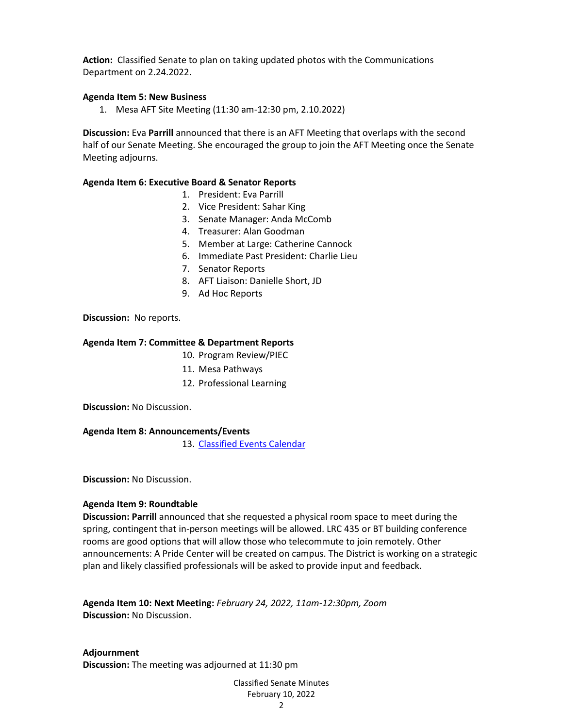**Action:** Classified Senate to plan on taking updated photos with the Communications Department on 2.24.2022.

**Agenda Item 5: New Business**

1. Mesa AFT Site Meeting (11:30 am-12:30 pm, 2.10.2022)

**Discussion:** Eva **Parrill** announced that there is an AFT Meeting that overlaps with the second half of our Senate Meeting. She encouraged the group to join the AFT Meeting once the Senate Meeting adjourns.

**Agenda Item 6: Executive Board & Senator Reports**

1. President: Eva Parrill
2. Vice President: Sahar King
3. Senate Manager: Anda McComb
4. Treasurer: Alan Goodman
5. Member at Large: Catherine Cannock
6. Immediate Past President: Charlie Lieu
7. Senator Reports
8. AFT Liaison: Danielle Short, JD
9. Ad Hoc Reports

**Discussion:** No reports.

**Agenda Item 7: Committee & Department Reports**

10. Program Review/PIEC
11. Mesa Pathways
12. Professional Learning

**Discussion:** No Discussion.

**Agenda Item 8: Announcements/Events**

13. Classified Events Calendar

**Discussion:** No Discussion.

**Agenda Item 9: Roundtable**

**Discussion: Parrill** announced that she requested a physical room space to meet during the spring, contingent that in-person meetings will be allowed. LRC 435 or BT building conference rooms are good options that will allow those who telecommute to join remotely. Other announcements: A Pride Center will be created on campus. The District is working on a strategic plan and likely classified professionals will be asked to provide input and feedback.

**Agenda Item 10: Next Meeting:** *February 24, 2022, 11am-12:30pm, Zoom*
**Discussion:** No Discussion.

**Adjournment**
**Discussion:** The meeting was adjourned at 11:30 pm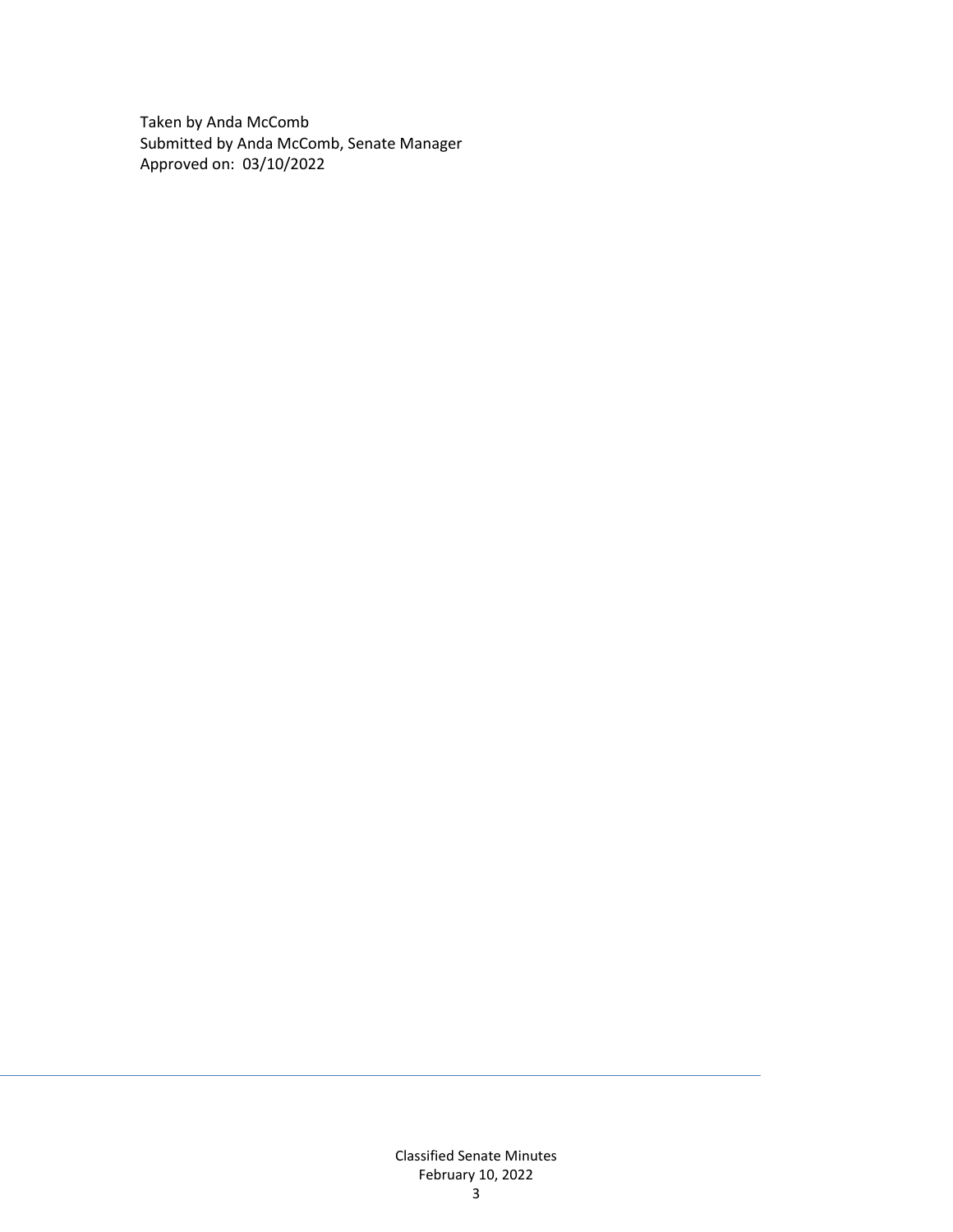Taken by Anda McComb
Submitted by Anda McComb, Senate Manager
Approved on: 03/10/2022